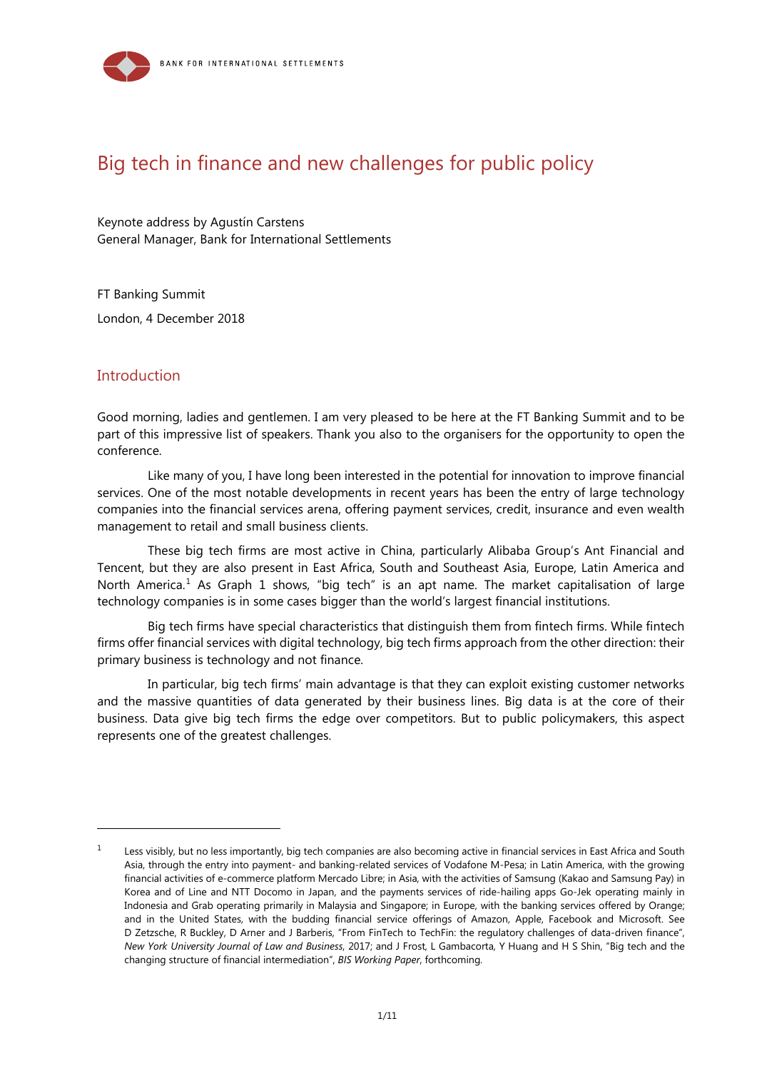# Big tech in finance and new challenges for public policy

Keynote address by Agustín Carstens
General Manager, Bank for International Settlements

FT Banking Summit

London, 4 December 2018

## Introduction

Good morning, ladies and gentlemen. I am very pleased to be here at the FT Banking Summit and to be part of this impressive list of speakers. Thank you also to the organisers for the opportunity to open the conference.

Like many of you, I have long been interested in the potential for innovation to improve financial services. One of the most notable developments in recent years has been the entry of large technology companies into the financial services arena, offering payment services, credit, insurance and even wealth management to retail and small business clients.

These big tech firms are most active in China, particularly Alibaba Group's Ant Financial and Tencent, but they are also present in East Africa, South and Southeast Asia, Europe, Latin America and North America.[1] As Graph 1 shows, "big tech" is an apt name. The market capitalisation of large technology companies is in some cases bigger than the world's largest financial institutions.

Big tech firms have special characteristics that distinguish them from fintech firms. While fintech firms offer financial services with digital technology, big tech firms approach from the other direction: their primary business is technology and not finance.

In particular, big tech firms' main advantage is that they can exploit existing customer networks and the massive quantities of data generated by their business lines. Big data is at the core of their business. Data give big tech firms the edge over competitors. But to public policymakers, this aspect represents one of the greatest challenges.

---

[1] Less visibly, but no less importantly, big tech companies are also becoming active in financial services in East Africa and South Asia, through the entry into payment- and banking-related services of Vodafone M-Pesa; in Latin America, with the growing financial activities of e-commerce platform Mercado Libre; in Asia, with the activities of Samsung (Kakao and Samsung Pay) in Korea and of Line and NTT Docomo in Japan, and the payments services of ride-hailing apps Go-Jek operating mainly in Indonesia and Grab operating primarily in Malaysia and Singapore; in Europe, with the banking services offered by Orange; and in the United States, with the budding financial service offerings of Amazon, Apple, Facebook and Microsoft. See D Zetzsche, R Buckley, D Arner and J Barberis, "From FinTech to TechFin: the regulatory challenges of data-driven finance", *New York University Journal of Law and Business*, 2017; and J Frost, L Gambacorta, Y Huang and H S Shin, "Big tech and the changing structure of financial intermediation", *BIS Working Paper*, forthcoming.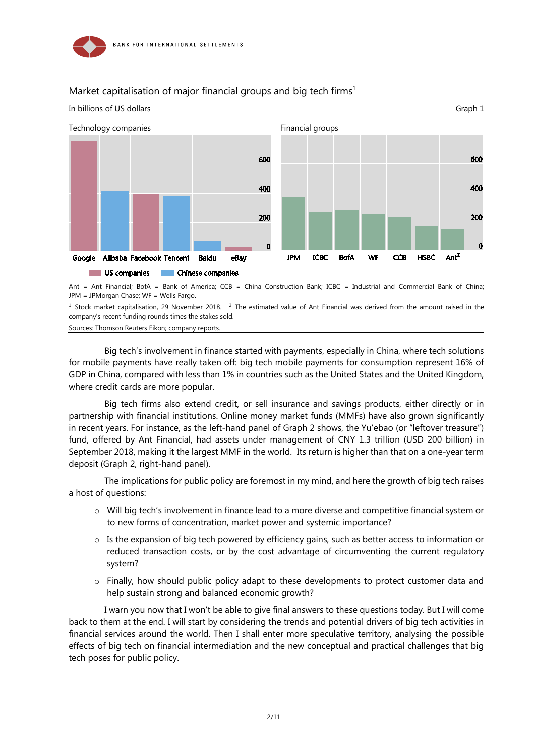Market capitalisation of major financial groups and big tech firms[1]

In billions of US dollars — Graph 1

Ant = Ant Financial; BofA = Bank of America; CCB = China Construction Bank; ICBC = Industrial and Commercial Bank of China; JPM = JPMorgan Chase; WF = Wells Fargo.

[1] Stock market capitalisation, 29 November 2018. [2] The estimated value of Ant Financial was derived from the amount raised in the company's recent funding rounds times the stakes sold.

Sources: Thomson Reuters Eikon; company reports.

Big tech's involvement in finance started with payments, especially in China, where tech solutions for mobile payments have really taken off: big tech mobile payments for consumption represent 16% of GDP in China, compared with less than 1% in countries such as the United States and the United Kingdom, where credit cards are more popular.

Big tech firms also extend credit, or sell insurance and savings products, either directly or in partnership with financial institutions. Online money market funds (MMFs) have also grown significantly in recent years. For instance, as the left-hand panel of Graph 2 shows, the Yu'ebao (or "leftover treasure") fund, offered by Ant Financial, had assets under management of CNY 1.3 trillion (USD 200 billion) in September 2018, making it the largest MMF in the world. Its return is higher than that on a one-year term deposit (Graph 2, right-hand panel).

The implications for public policy are foremost in my mind, and here the growth of big tech raises a host of questions:

- Will big tech's involvement in finance lead to a more diverse and competitive financial system or to new forms of concentration, market power and systemic importance?
- Is the expansion of big tech powered by efficiency gains, such as better access to information or reduced transaction costs, or by the cost advantage of circumventing the current regulatory system?
- Finally, how should public policy adapt to these developments to protect customer data and help sustain strong and balanced economic growth?

I warn you now that I won't be able to give final answers to these questions today. But I will come back to them at the end. I will start by considering the trends and potential drivers of big tech activities in financial services around the world. Then I shall enter more speculative territory, analysing the possible effects of big tech on financial intermediation and the new conceptual and practical challenges that big tech poses for public policy.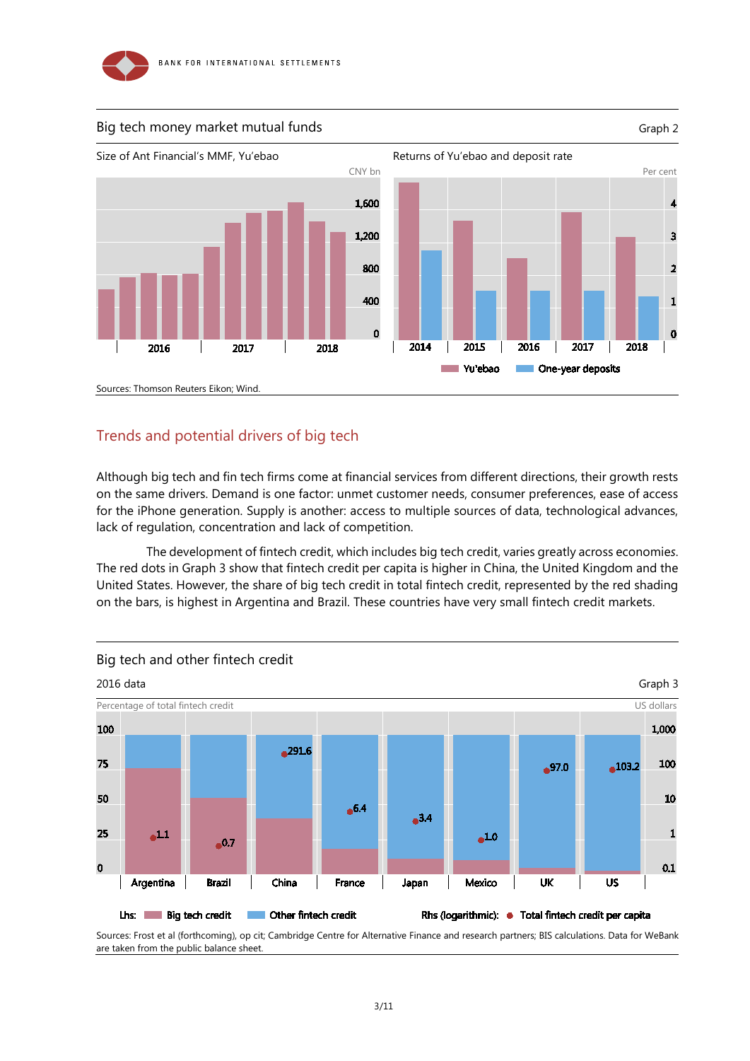## Big tech money market mutual funds

Graph 2

Size of Ant Financial's MMF, Yu'ebao

CNY bn

Returns of Yu'ebao and deposit rate

Per cent

Yu'ebao | One-year deposits

Sources: Thomson Reuters Eikon; Wind.

## Trends and potential drivers of big tech

Although big tech and fin tech firms come at financial services from different directions, their growth rests on the same drivers. Demand is one factor: unmet customer needs, consumer preferences, ease of access for the iPhone generation. Supply is another: access to multiple sources of data, technological advances, lack of regulation, concentration and lack of competition.

The development of fintech credit, which includes big tech credit, varies greatly across economies. The red dots in Graph 3 show that fintech credit per capita is higher in China, the United Kingdom and the United States. However, the share of big tech credit in total fintech credit, represented by the red shading on the bars, is highest in Argentina and Brazil. These countries have very small fintech credit markets.

## Big tech and other fintech credit

2016 data

Graph 3

Percentage of total fintech credit | US dollars

| | Argentina | Brazil | China | France | Japan | Mexico | UK | US |
|---|---|---|---|---|---|---|---|---|
| Total fintech credit per capita (US dollars) | 1.1 | 0.7 | 291.6 | 6.4 | 3.4 | 1.0 | 97.0 | 103.2 |

Lhs: Big tech credit | Other fintech credit

Rhs (logarithmic): Total fintech credit per capita

Sources: Frost et al (forthcoming), op cit; Cambridge Centre for Alternative Finance and research partners; BIS calculations. Data for WeBank are taken from the public balance sheet.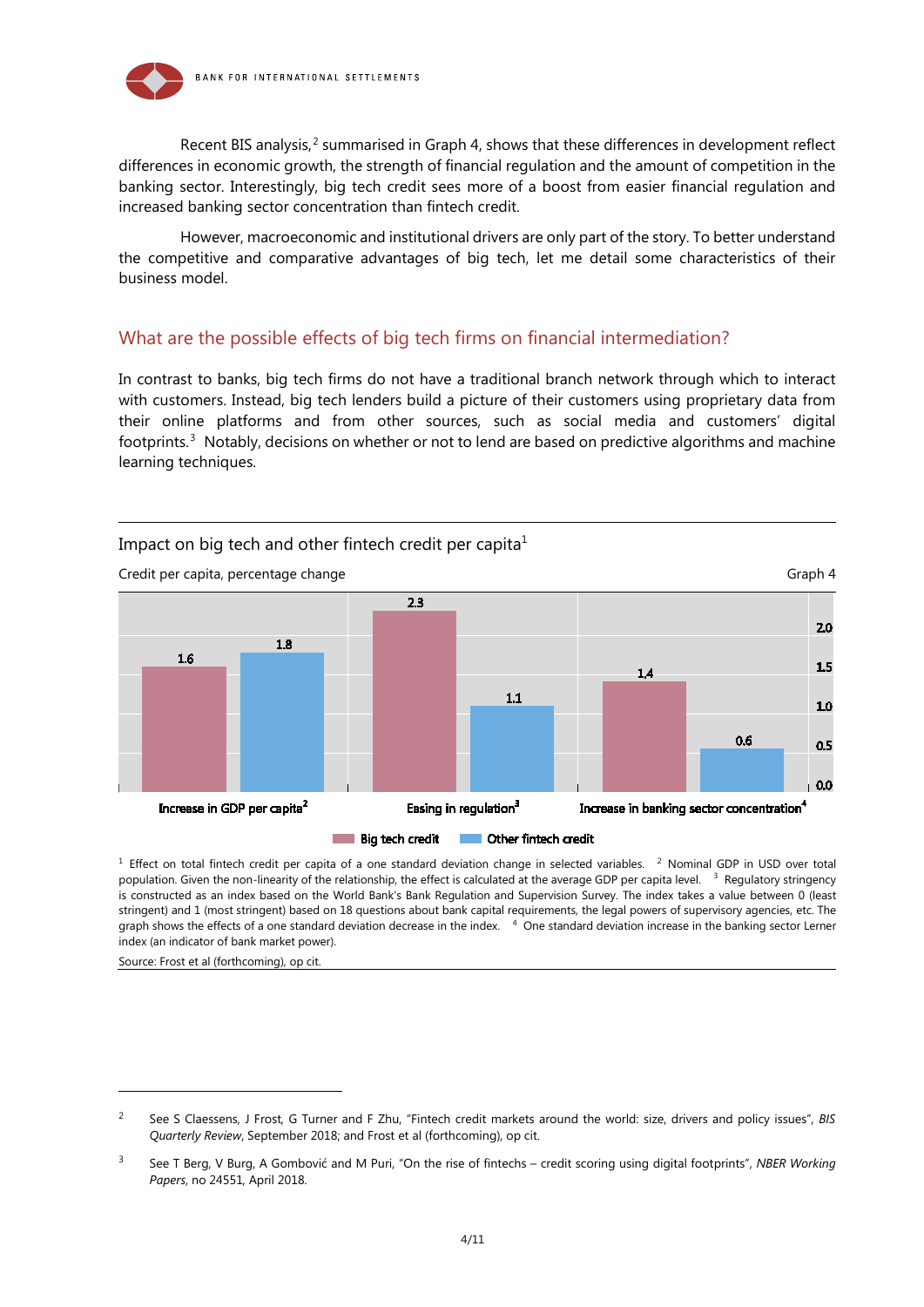Recent BIS analysis,[2] summarised in Graph 4, shows that these differences in development reflect differences in economic growth, the strength of financial regulation and the amount of competition in the banking sector. Interestingly, big tech credit sees more of a boost from easier financial regulation and increased banking sector concentration than fintech credit.

However, macroeconomic and institutional drivers are only part of the story. To better understand the competitive and comparative advantages of big tech, let me detail some characteristics of their business model.

## What are the possible effects of big tech firms on financial intermediation?

In contrast to banks, big tech firms do not have a traditional branch network through which to interact with customers. Instead, big tech lenders build a picture of their customers using proprietary data from their online platforms and from other sources, such as social media and customers' digital footprints.[3] Notably, decisions on whether or not to lend are based on predictive algorithms and machine learning techniques.

Impact on big tech and other fintech credit per capita[1]

Credit per capita, percentage change

Graph 4

| | Big tech credit | Other fintech credit |
|---|---|---|
| Increase in GDP per capita[2] | 1.6 | 1.8 |
| Easing in regulation[3] | 2.3 | 1.1 |
| Increase in banking sector concentration[4] | 1.4 | 0.6 |

[1] Effect on total fintech credit per capita of a one standard deviation change in selected variables. [2] Nominal GDP in USD over total population. Given the non-linearity of the relationship, the effect is calculated at the average GDP per capita level. [3] Regulatory stringency is constructed as an index based on the World Bank's Bank Regulation and Supervision Survey. The index takes a value between 0 (least stringent) and 1 (most stringent) based on 18 questions about bank capital requirements, the legal powers of supervisory agencies, etc. The graph shows the effects of a one standard deviation decrease in the index. [4] One standard deviation increase in the banking sector Lerner index (an indicator of bank market power).

Source: Frost et al (forthcoming), op cit.

---

[2] See S Claessens, J Frost, G Turner and F Zhu, "Fintech credit markets around the world: size, drivers and policy issues", *BIS Quarterly Review*, September 2018; and Frost et al (forthcoming), op cit.

[3] See T Berg, V Burg, A Gombović and M Puri, "On the rise of fintechs – credit scoring using digital footprints", *NBER Working Papers*, no 24551, April 2018.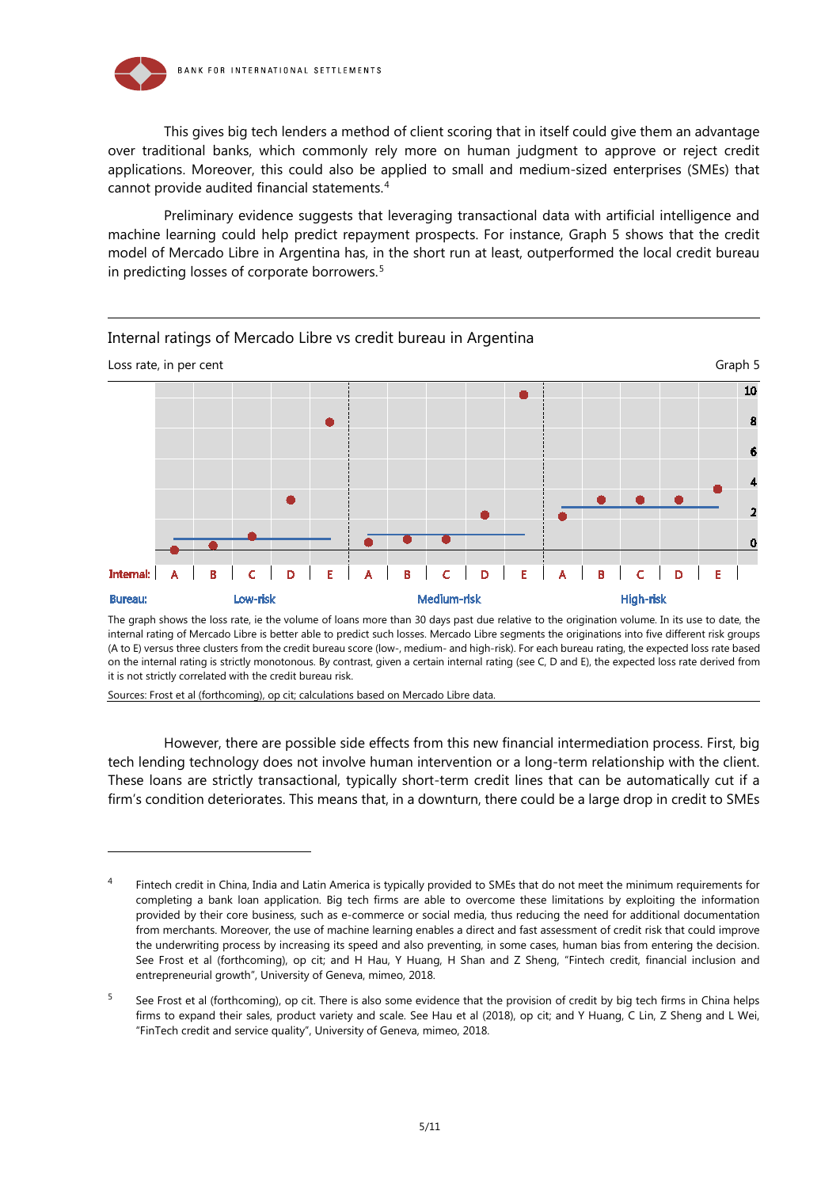This gives big tech lenders a method of client scoring that in itself could give them an advantage over traditional banks, which commonly rely more on human judgment to approve or reject credit applications. Moreover, this could also be applied to small and medium-sized enterprises (SMEs) that cannot provide audited financial statements.[4]

Preliminary evidence suggests that leveraging transactional data with artificial intelligence and machine learning could help predict repayment prospects. For instance, Graph 5 shows that the credit model of Mercado Libre in Argentina has, in the short run at least, outperformed the local credit bureau in predicting losses of corporate borrowers.[5]

Internal ratings of Mercado Libre vs credit bureau in Argentina

Loss rate, in per cent

Graph 5

The graph shows the loss rate, ie the volume of loans more than 30 days past due relative to the origination volume. In its use to date, the internal rating of Mercado Libre is better able to predict such losses. Mercado Libre segments the originations into five different risk groups (A to E) versus three clusters from the credit bureau score (low-, medium- and high-risk). For each bureau rating, the expected loss rate based on the internal rating is strictly monotonous. By contrast, given a certain internal rating (see C, D and E), the expected loss rate derived from it is not strictly correlated with the credit bureau risk.

Sources: Frost et al (forthcoming), op cit; calculations based on Mercado Libre data.

However, there are possible side effects from this new financial intermediation process. First, big tech lending technology does not involve human intervention or a long-term relationship with the client. These loans are strictly transactional, typically short-term credit lines that can be automatically cut if a firm's condition deteriorates. This means that, in a downturn, there could be a large drop in credit to SMEs

---

[4] Fintech credit in China, India and Latin America is typically provided to SMEs that do not meet the minimum requirements for completing a bank loan application. Big tech firms are able to overcome these limitations by exploiting the information provided by their core business, such as e-commerce or social media, thus reducing the need for additional documentation from merchants. Moreover, the use of machine learning enables a direct and fast assessment of credit risk that could improve the underwriting process by increasing its speed and also preventing, in some cases, human bias from entering the decision. See Frost et al (forthcoming), op cit; and H Hau, Y Huang, H Shan and Z Sheng, "Fintech credit, financial inclusion and entrepreneurial growth", University of Geneva, mimeo, 2018.

[5] See Frost et al (forthcoming), op cit. There is also some evidence that the provision of credit by big tech firms in China helps firms to expand their sales, product variety and scale. See Hau et al (2018), op cit; and Y Huang, C Lin, Z Sheng and L Wei, "FinTech credit and service quality", University of Geneva, mimeo, 2018.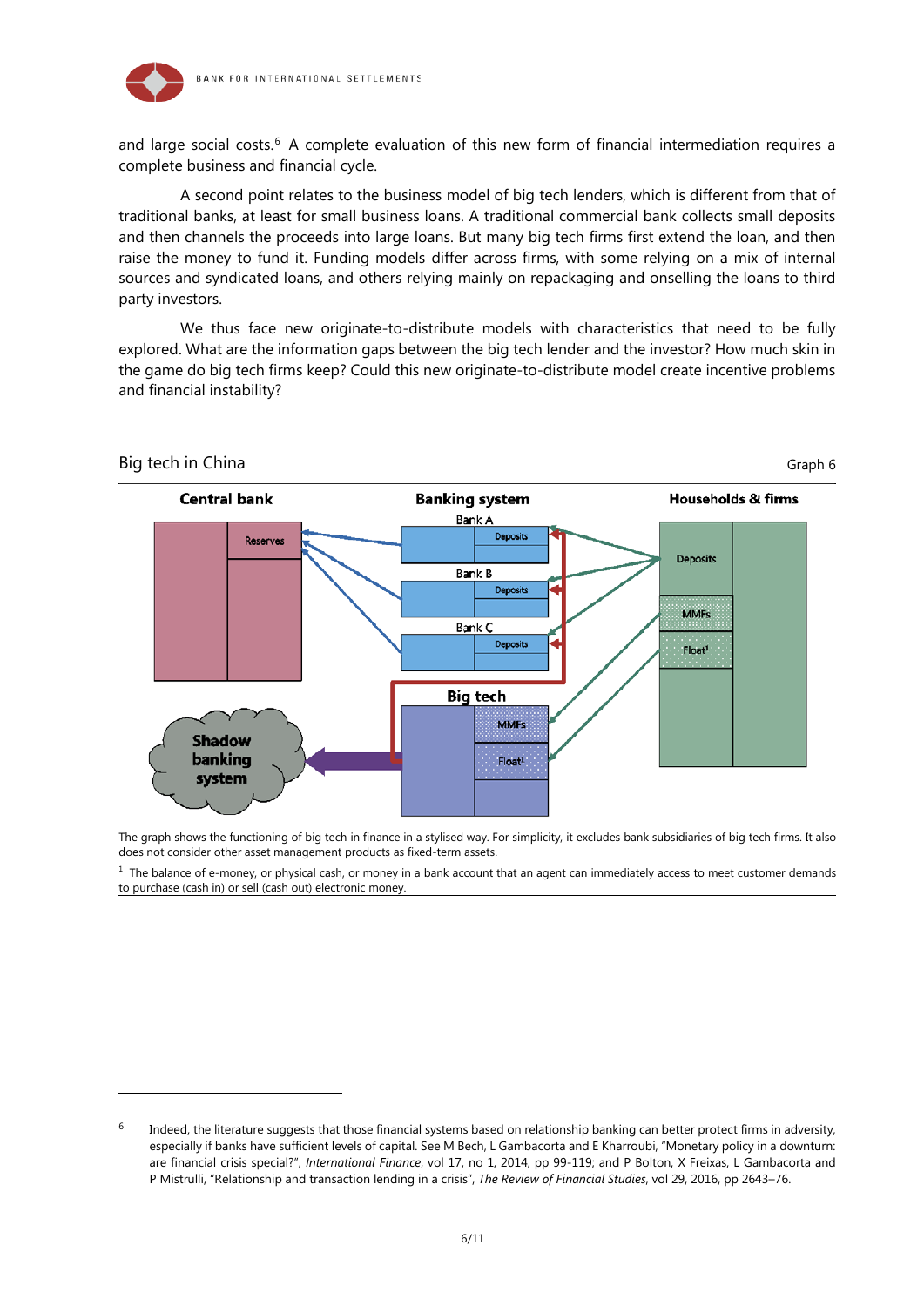and large social costs.[6] A complete evaluation of this new form of financial intermediation requires a complete business and financial cycle.

A second point relates to the business model of big tech lenders, which is different from that of traditional banks, at least for small business loans. A traditional commercial bank collects small deposits and then channels the proceeds into large loans. But many big tech firms first extend the loan, and then raise the money to fund it. Funding models differ across firms, with some relying on a mix of internal sources and syndicated loans, and others relying mainly on repackaging and onselling the loans to third party investors.

We thus face new originate-to-distribute models with characteristics that need to be fully explored. What are the information gaps between the big tech lender and the investor? How much skin in the game do big tech firms keep? Could this new originate-to-distribute model create incentive problems and financial instability?

Big tech in China — Graph 6

Central bank: Reserves

Banking system: Bank A (Deposits); Bank B (Deposits); Bank C (Deposits)

Big tech: MMFs; Float[1]

Households & firms: Deposits; MMFs; Float[1]

Shadow banking system

The graph shows the functioning of big tech in finance in a stylised way. For simplicity, it excludes bank subsidiaries of big tech firms. It also does not consider other asset management products as fixed-term assets.

[1] The balance of e-money, or physical cash, or money in a bank account that an agent can immediately access to meet customer demands to purchase (cash in) or sell (cash out) electronic money.

---

[6] Indeed, the literature suggests that those financial systems based on relationship banking can better protect firms in adversity, especially if banks have sufficient levels of capital. See M Bech, L Gambacorta and E Kharroubi, "Monetary policy in a downturn: are financial crisis special?", *International Finance*, vol 17, no 1, 2014, pp 99-119; and P Bolton, X Freixas, L Gambacorta and P Mistrulli, "Relationship and transaction lending in a crisis", *The Review of Financial Studies*, vol 29, 2016, pp 2643–76.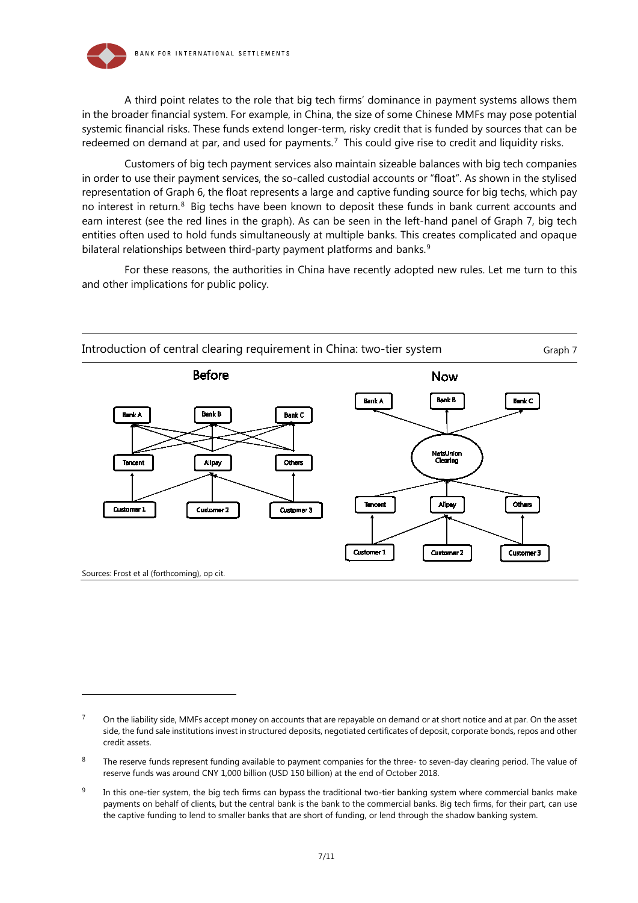A third point relates to the role that big tech firms' dominance in payment systems allows them in the broader financial system. For example, in China, the size of some Chinese MMFs may pose potential systemic financial risks. These funds extend longer-term, risky credit that is funded by sources that can be redeemed on demand at par, and used for payments.[7] This could give rise to credit and liquidity risks.

Customers of big tech payment services also maintain sizeable balances with big tech companies in order to use their payment services, the so-called custodial accounts or "float". As shown in the stylised representation of Graph 6, the float represents a large and captive funding source for big techs, which pay no interest in return.[8] Big techs have been known to deposit these funds in bank current accounts and earn interest (see the red lines in the graph). As can be seen in the left-hand panel of Graph 7, big tech entities often used to hold funds simultaneously at multiple banks. This creates complicated and opaque bilateral relationships between third-party payment platforms and banks.[9]

For these reasons, the authorities in China have recently adopted new rules. Let me turn to this and other implications for public policy.

Introduction of central clearing requirement in China: two-tier system — Graph 7

Before / Now

Sources: Frost et al (forthcoming), op cit.

---

[7] On the liability side, MMFs accept money on accounts that are repayable on demand or at short notice and at par. On the asset side, the fund sale institutions invest in structured deposits, negotiated certificates of deposit, corporate bonds, repos and other credit assets.

[8] The reserve funds represent funding available to payment companies for the three- to seven-day clearing period. The value of reserve funds was around CNY 1,000 billion (USD 150 billion) at the end of October 2018.

[9] In this one-tier system, the big tech firms can bypass the traditional two-tier banking system where commercial banks make payments on behalf of clients, but the central bank is the bank to the commercial banks. Big tech firms, for their part, can use the captive funding to lend to smaller banks that are short of funding, or lend through the shadow banking system.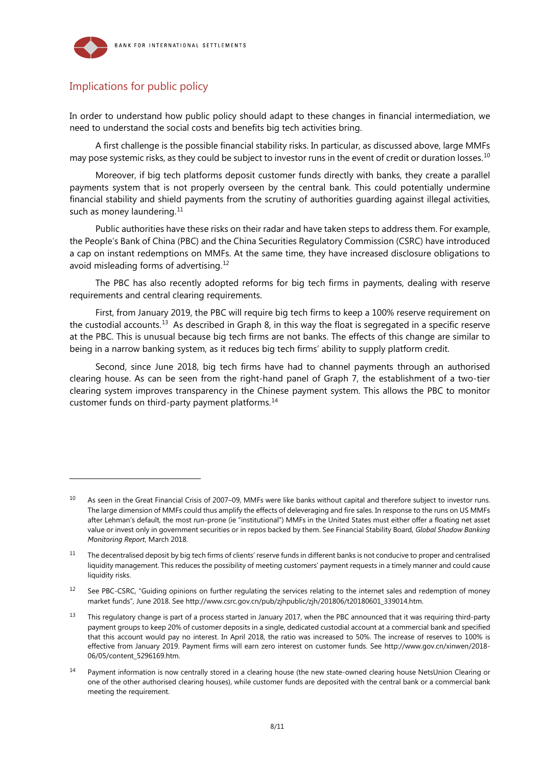## Implications for public policy

In order to understand how public policy should adapt to these changes in financial intermediation, we need to understand the social costs and benefits big tech activities bring.

A first challenge is the possible financial stability risks. In particular, as discussed above, large MMFs may pose systemic risks, as they could be subject to investor runs in the event of credit or duration losses.[10]

Moreover, if big tech platforms deposit customer funds directly with banks, they create a parallel payments system that is not properly overseen by the central bank. This could potentially undermine financial stability and shield payments from the scrutiny of authorities guarding against illegal activities, such as money laundering.[11]

Public authorities have these risks on their radar and have taken steps to address them. For example, the People's Bank of China (PBC) and the China Securities Regulatory Commission (CSRC) have introduced a cap on instant redemptions on MMFs. At the same time, they have increased disclosure obligations to avoid misleading forms of advertising.[12]

The PBC has also recently adopted reforms for big tech firms in payments, dealing with reserve requirements and central clearing requirements.

First, from January 2019, the PBC will require big tech firms to keep a 100% reserve requirement on the custodial accounts.[13] As described in Graph 8, in this way the float is segregated in a specific reserve at the PBC. This is unusual because big tech firms are not banks. The effects of this change are similar to being in a narrow banking system, as it reduces big tech firms' ability to supply platform credit.

Second, since June 2018, big tech firms have had to channel payments through an authorised clearing house. As can be seen from the right-hand panel of Graph 7, the establishment of a two-tier clearing system improves transparency in the Chinese payment system. This allows the PBC to monitor customer funds on third-party payment platforms.[14]

---

[10] As seen in the Great Financial Crisis of 2007–09, MMFs were like banks without capital and therefore subject to investor runs. The large dimension of MMFs could thus amplify the effects of deleveraging and fire sales. In response to the runs on US MMFs after Lehman's default, the most run-prone (ie "institutional") MMFs in the United States must either offer a floating net asset value or invest only in government securities or in repos backed by them. See Financial Stability Board, *Global Shadow Banking Monitoring Report*, March 2018.

[11] The decentralised deposit by big tech firms of clients' reserve funds in different banks is not conducive to proper and centralised liquidity management. This reduces the possibility of meeting customers' payment requests in a timely manner and could cause liquidity risks.

[12] See PBC-CSRC, "Guiding opinions on further regulating the services relating to the internet sales and redemption of money market funds", June 2018. See http://www.csrc.gov.cn/pub/zjhpublic/zjh/201806/t20180601_339014.htm.

[13] This regulatory change is part of a process started in January 2017, when the PBC announced that it was requiring third-party payment groups to keep 20% of customer deposits in a single, dedicated custodial account at a commercial bank and specified that this account would pay no interest. In April 2018, the ratio was increased to 50%. The increase of reserves to 100% is effective from January 2019. Payment firms will earn zero interest on customer funds. See http://www.gov.cn/xinwen/2018-06/05/content_5296169.htm.

[14] Payment information is now centrally stored in a clearing house (the new state-owned clearing house NetsUnion Clearing or one of the other authorised clearing houses), while customer funds are deposited with the central bank or a commercial bank meeting the requirement.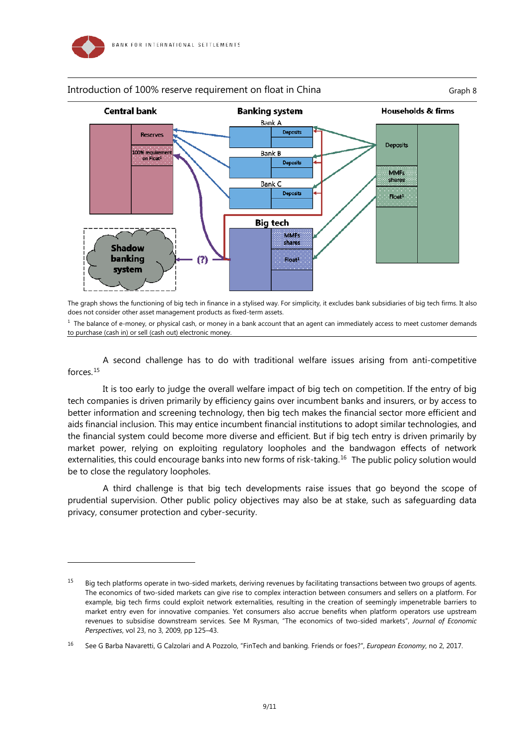Introduction of 100% reserve requirement on float in China

Graph 8

Central bank | Banking system | Households & firms

Reserves; 100% requirement on Float[1]; Bank A Deposits; Bank B Deposits; Bank C Deposits; Big tech MMFs shares, Float[1]; Shadow banking system (?); Deposits; MMFs shares; Float[1]

The graph shows the functioning of big tech in finance in a stylised way. For simplicity, it excludes bank subsidiaries of big tech firms. It also does not consider other asset management products as fixed-term assets.

[1] The balance of e-money, or physical cash, or money in a bank account that an agent can immediately access to meet customer demands to purchase (cash in) or sell (cash out) electronic money.

A second challenge has to do with traditional welfare issues arising from anti-competitive forces.[15]

It is too early to judge the overall welfare impact of big tech on competition. If the entry of big tech companies is driven primarily by efficiency gains over incumbent banks and insurers, or by access to better information and screening technology, then big tech makes the financial sector more efficient and aids financial inclusion. This may entice incumbent financial institutions to adopt similar technologies, and the financial system could become more diverse and efficient. But if big tech entry is driven primarily by market power, relying on exploiting regulatory loopholes and the bandwagon effects of network externalities, this could encourage banks into new forms of risk-taking.[16] The public policy solution would be to close the regulatory loopholes.

A third challenge is that big tech developments raise issues that go beyond the scope of prudential supervision. Other public policy objectives may also be at stake, such as safeguarding data privacy, consumer protection and cyber-security.

[15] Big tech platforms operate in two-sided markets, deriving revenues by facilitating transactions between two groups of agents. The economics of two-sided markets can give rise to complex interaction between consumers and sellers on a platform. For example, big tech firms could exploit network externalities, resulting in the creation of seemingly impenetrable barriers to market entry even for innovative companies. Yet consumers also accrue benefits when platform operators use upstream revenues to subsidise downstream services. See M Rysman, "The economics of two-sided markets", *Journal of Economic Perspectives*, vol 23, no 3, 2009, pp 125–43.

[16] See G Barba Navaretti, G Calzolari and A Pozzolo, "FinTech and banking. Friends or foes?", *European Economy*, no 2, 2017.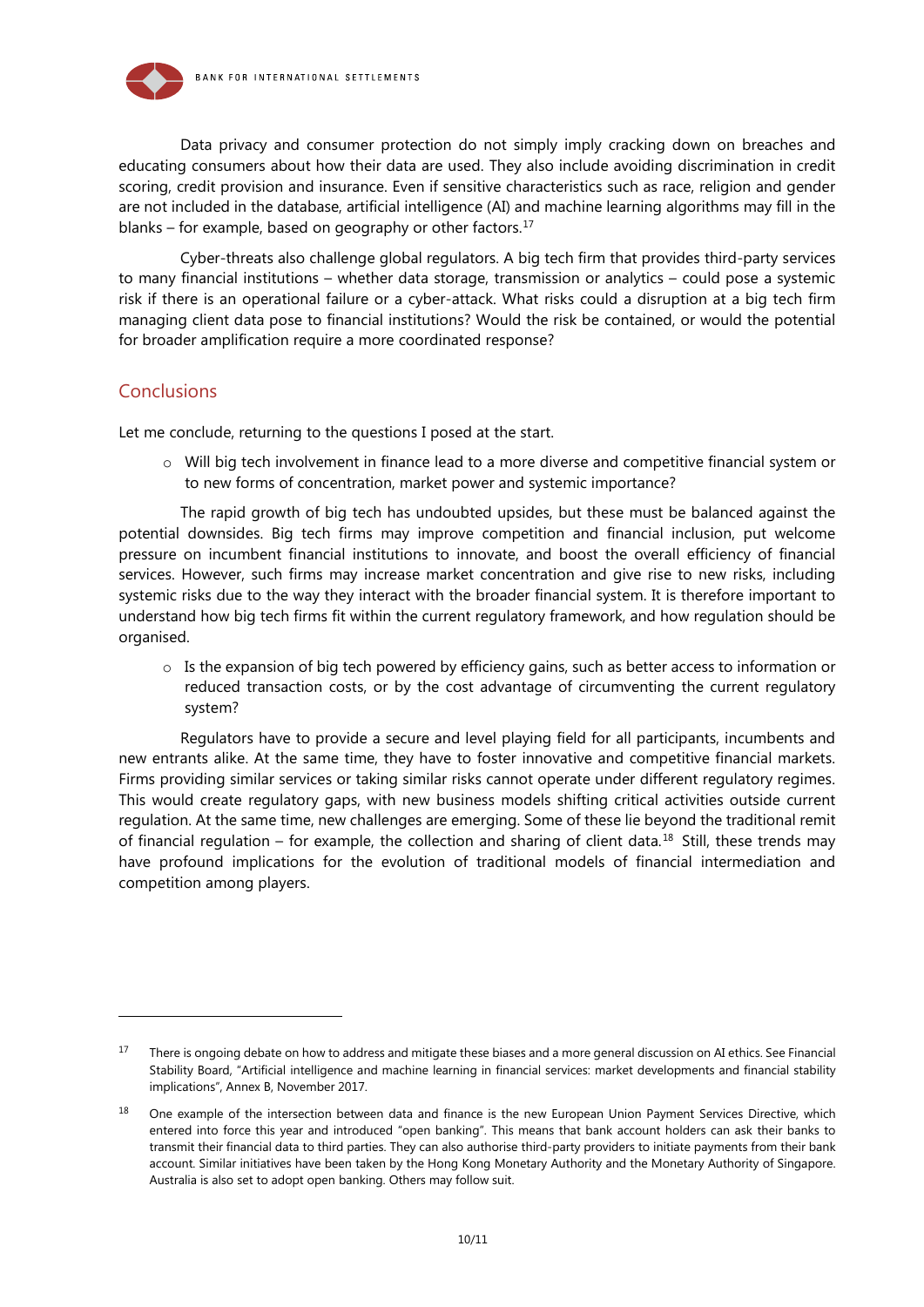Data privacy and consumer protection do not simply imply cracking down on breaches and educating consumers about how their data are used. They also include avoiding discrimination in credit scoring, credit provision and insurance. Even if sensitive characteristics such as race, religion and gender are not included in the database, artificial intelligence (AI) and machine learning algorithms may fill in the blanks – for example, based on geography or other factors.[17]

Cyber-threats also challenge global regulators. A big tech firm that provides third-party services to many financial institutions – whether data storage, transmission or analytics – could pose a systemic risk if there is an operational failure or a cyber-attack. What risks could a disruption at a big tech firm managing client data pose to financial institutions? Would the risk be contained, or would the potential for broader amplification require a more coordinated response?

## Conclusions

Let me conclude, returning to the questions I posed at the start.

- Will big tech involvement in finance lead to a more diverse and competitive financial system or to new forms of concentration, market power and systemic importance?

The rapid growth of big tech has undoubted upsides, but these must be balanced against the potential downsides. Big tech firms may improve competition and financial inclusion, put welcome pressure on incumbent financial institutions to innovate, and boost the overall efficiency of financial services. However, such firms may increase market concentration and give rise to new risks, including systemic risks due to the way they interact with the broader financial system. It is therefore important to understand how big tech firms fit within the current regulatory framework, and how regulation should be organised.

- Is the expansion of big tech powered by efficiency gains, such as better access to information or reduced transaction costs, or by the cost advantage of circumventing the current regulatory system?

Regulators have to provide a secure and level playing field for all participants, incumbents and new entrants alike. At the same time, they have to foster innovative and competitive financial markets. Firms providing similar services or taking similar risks cannot operate under different regulatory regimes. This would create regulatory gaps, with new business models shifting critical activities outside current regulation. At the same time, new challenges are emerging. Some of these lie beyond the traditional remit of financial regulation – for example, the collection and sharing of client data.[18] Still, these trends may have profound implications for the evolution of traditional models of financial intermediation and competition among players.

---

[17] There is ongoing debate on how to address and mitigate these biases and a more general discussion on AI ethics. See Financial Stability Board, "Artificial intelligence and machine learning in financial services: market developments and financial stability implications", Annex B, November 2017.

[18] One example of the intersection between data and finance is the new European Union Payment Services Directive, which entered into force this year and introduced "open banking". This means that bank account holders can ask their banks to transmit their financial data to third parties. They can also authorise third-party providers to initiate payments from their bank account. Similar initiatives have been taken by the Hong Kong Monetary Authority and the Monetary Authority of Singapore. Australia is also set to adopt open banking. Others may follow suit.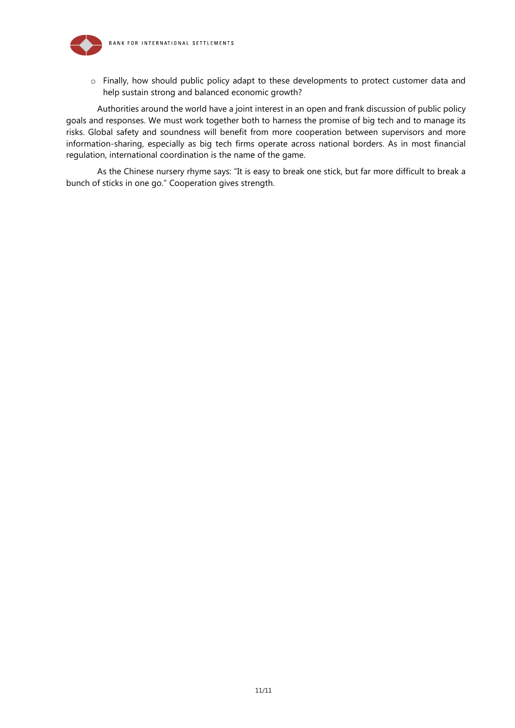- Finally, how should public policy adapt to these developments to protect customer data and help sustain strong and balanced economic growth?

Authorities around the world have a joint interest in an open and frank discussion of public policy goals and responses. We must work together both to harness the promise of big tech and to manage its risks. Global safety and soundness will benefit from more cooperation between supervisors and more information-sharing, especially as big tech firms operate across national borders. As in most financial regulation, international coordination is the name of the game.

As the Chinese nursery rhyme says: "It is easy to break one stick, but far more difficult to break a bunch of sticks in one go." Cooperation gives strength.